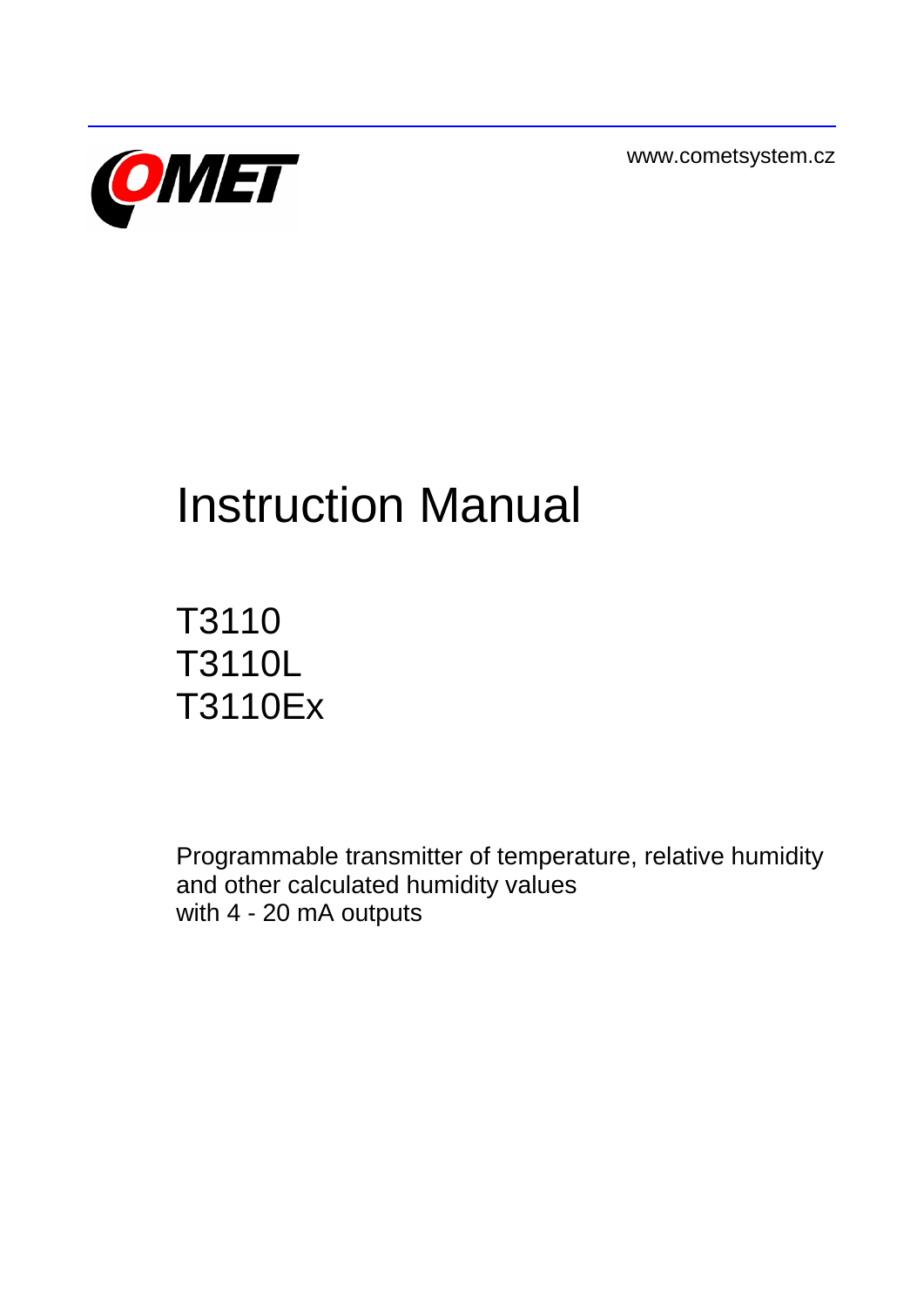www.cometsystem.cz

# Instruction Manual

## T3110
## T3110L
## T3110Ex

Programmable transmitter of temperature, relative humidity and other calculated humidity values with 4 - 20 mA outputs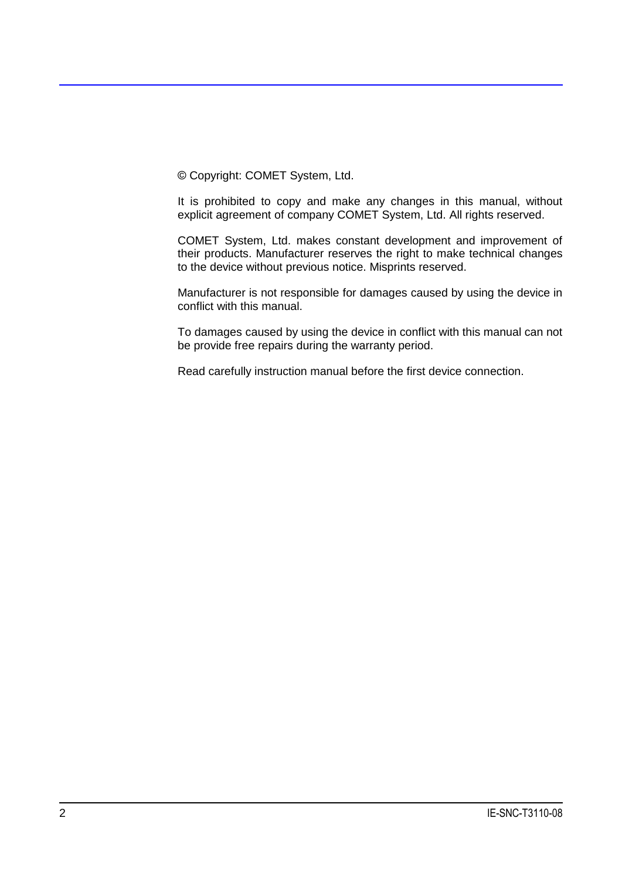© Copyright: COMET System, Ltd.

It is prohibited to copy and make any changes in this manual, without explicit agreement of company COMET System, Ltd. All rights reserved.

COMET System, Ltd. makes constant development and improvement of their products. Manufacturer reserves the right to make technical changes to the device without previous notice. Misprints reserved.

Manufacturer is not responsible for damages caused by using the device in conflict with this manual.

To damages caused by using the device in conflict with this manual can not be provide free repairs during the warranty period.

Read carefully instruction manual before the first device connection.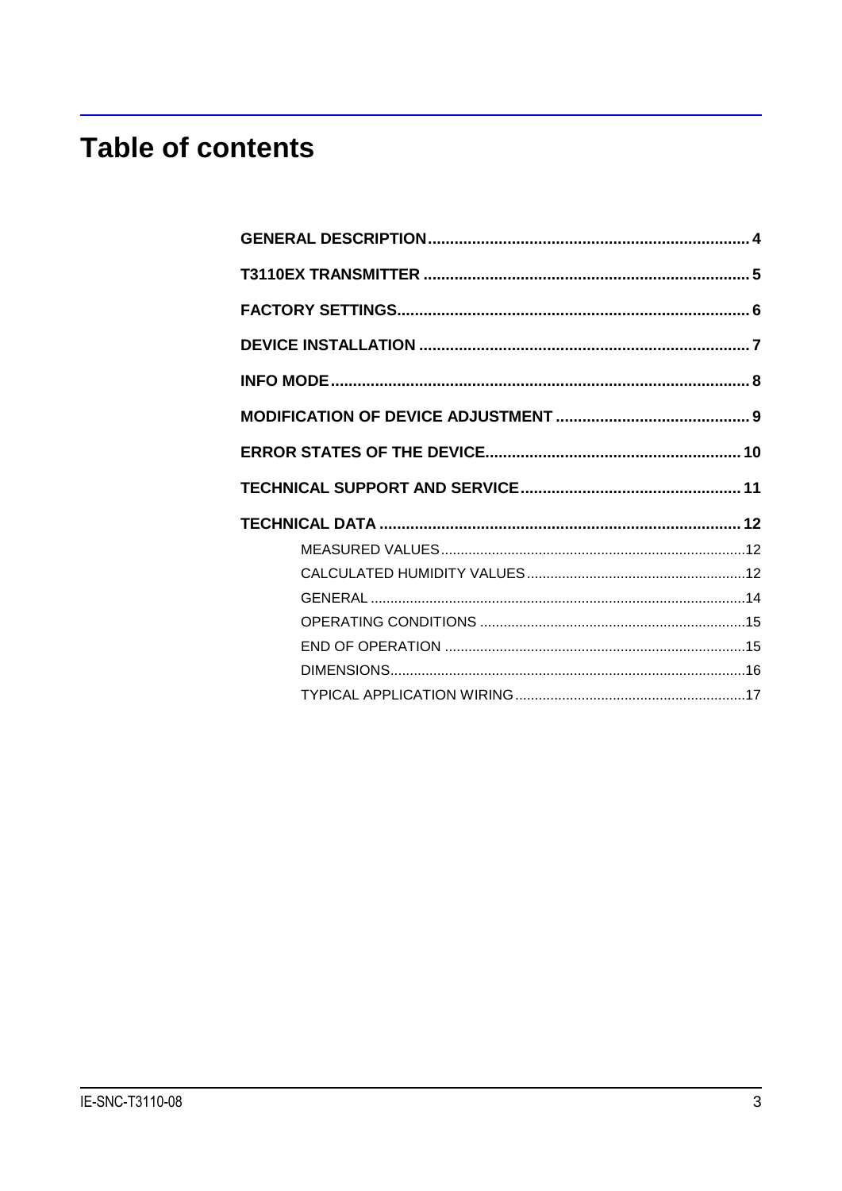# Table of contents

- **GENERAL DESCRIPTION** ........ 4
- **T3110EX TRANSMITTER** ........ 5
- **FACTORY SETTINGS** ........ 6
- **DEVICE INSTALLATION** ........ 7
- **INFO MODE** ........ 8
- **MODIFICATION OF DEVICE ADJUSTMENT** ........ 9
- **ERROR STATES OF THE DEVICE** ........ 10
- **TECHNICAL SUPPORT AND SERVICE** ........ 11
- **TECHNICAL DATA** ........ 12
  - MEASURED VALUES ........ 12
  - CALCULATED HUMIDITY VALUES ........ 12
  - GENERAL ........ 14
  - OPERATING CONDITIONS ........ 15
  - END OF OPERATION ........ 15
  - DIMENSIONS ........ 16
  - TYPICAL APPLICATION WIRING ........ 17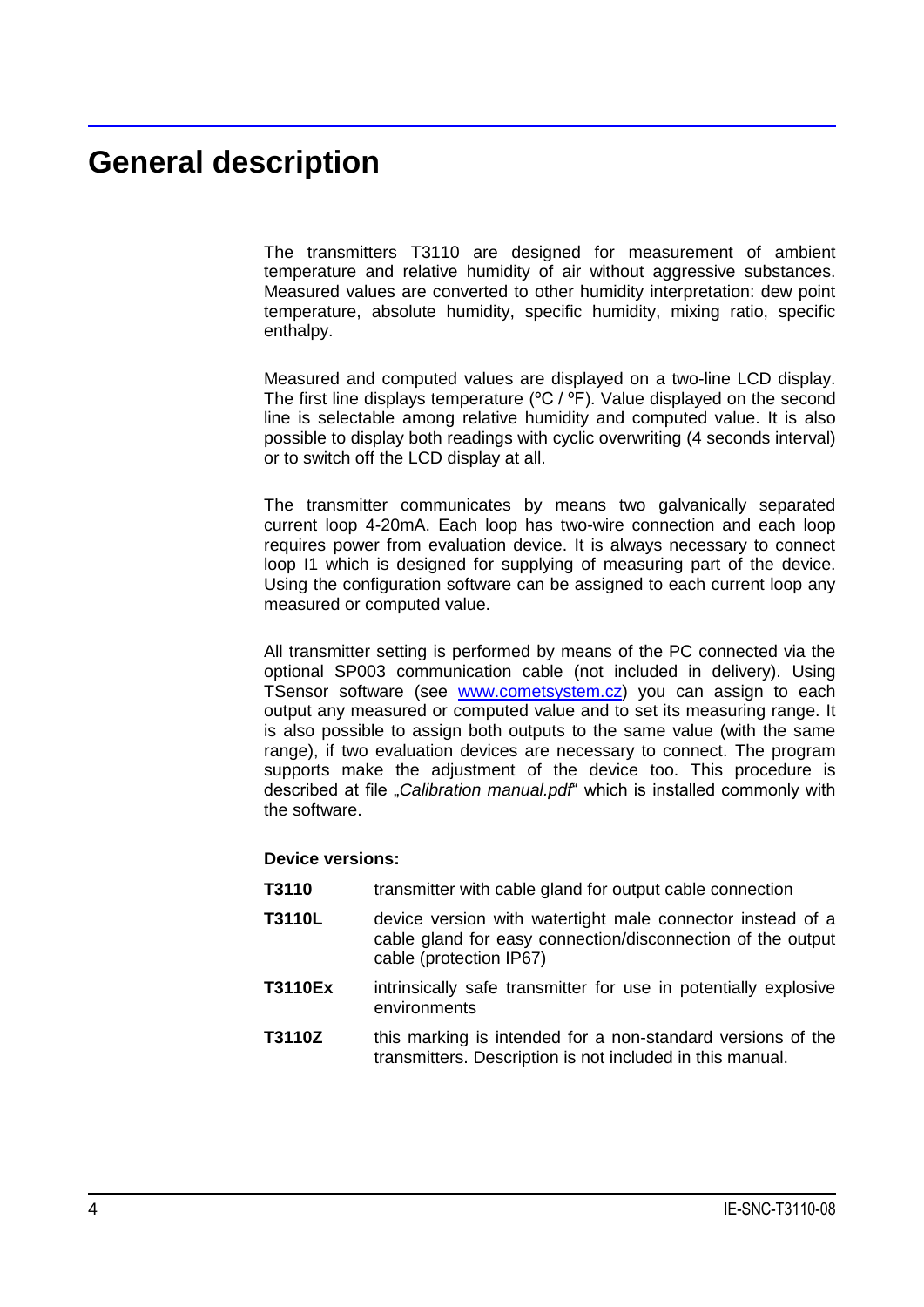# General description

The transmitters T3110 are designed for measurement of ambient temperature and relative humidity of air without aggressive substances. Measured values are converted to other humidity interpretation: dew point temperature, absolute humidity, specific humidity, mixing ratio, specific enthalpy.

Measured and computed values are displayed on a two-line LCD display. The first line displays temperature (ºC / ºF). Value displayed on the second line is selectable among relative humidity and computed value. It is also possible to display both readings with cyclic overwriting (4 seconds interval) or to switch off the LCD display at all.

The transmitter communicates by means two galvanically separated current loop 4-20mA. Each loop has two-wire connection and each loop requires power from evaluation device. It is always necessary to connect loop I1 which is designed for supplying of measuring part of the device. Using the configuration software can be assigned to each current loop any measured or computed value.

All transmitter setting is performed by means of the PC connected via the optional SP003 communication cable (not included in delivery). Using TSensor software (see [www.cometsystem.cz](www.cometsystem.cz)) you can assign to each output any measured or computed value and to set its measuring range. It is also possible to assign both outputs to the same value (with the same range), if two evaluation devices are necessary to connect. The program supports make the adjustment of the device too. This procedure is described at file „*Calibration manual.pdf*“ which is installed commonly with the software.

**Device versions:**

- **T3110** transmitter with cable gland for output cable connection
- **T3110L** device version with watertight male connector instead of a cable gland for easy connection/disconnection of the output cable (protection IP67)
- **T3110Ex** intrinsically safe transmitter for use in potentially explosive environments
- **T3110Z** this marking is intended for a non-standard versions of the transmitters. Description is not included in this manual.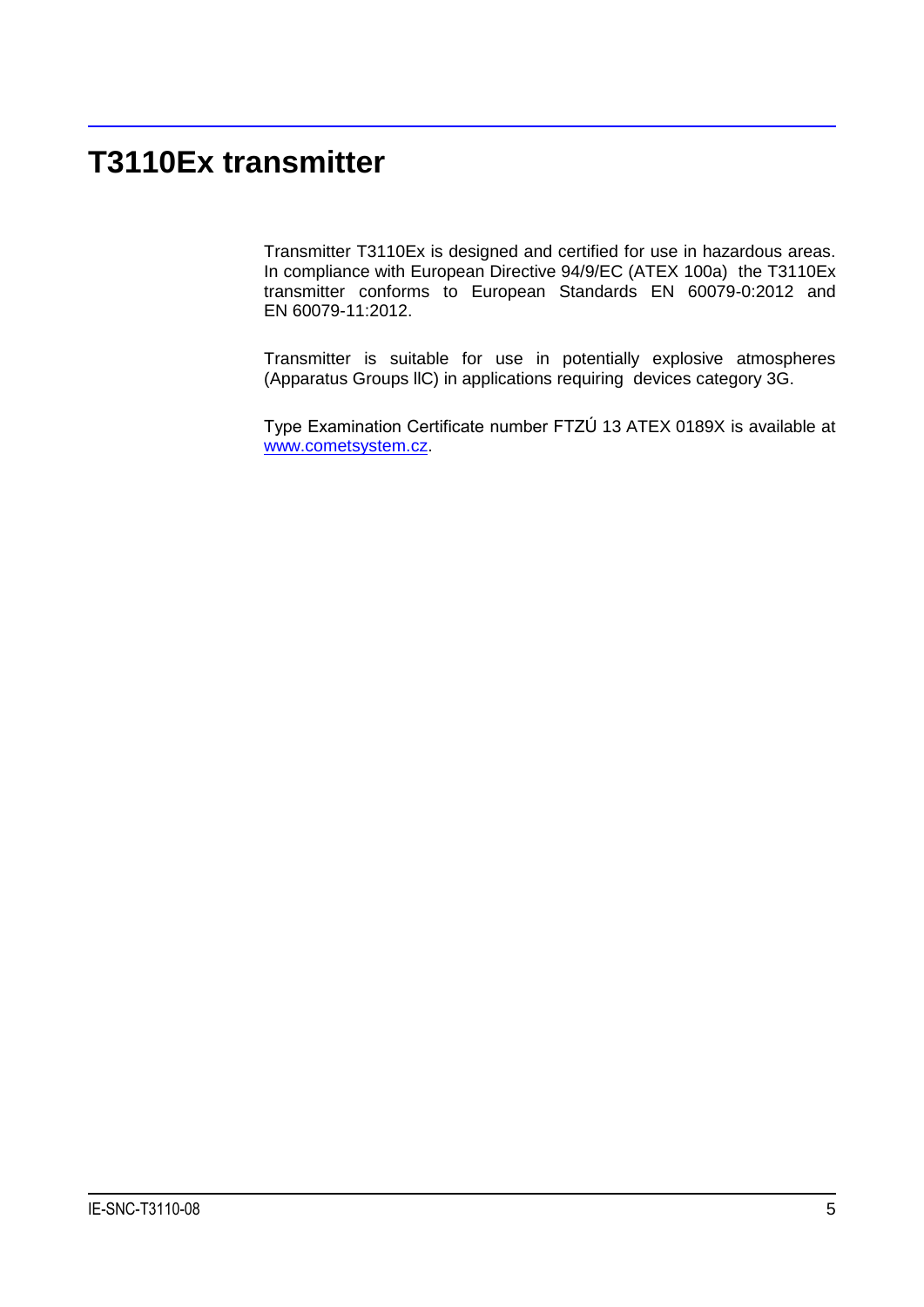# T3110Ex transmitter

Transmitter T3110Ex is designed and certified for use in hazardous areas. In compliance with European Directive 94/9/EC (ATEX 100a) the T3110Ex transmitter conforms to European Standards EN 60079-0:2012 and EN 60079-11:2012.

Transmitter is suitable for use in potentially explosive atmospheres (Apparatus Groups IIC) in applications requiring devices category 3G.

Type Examination Certificate number FTZÚ 13 ATEX 0189X is available at www.cometsystem.cz.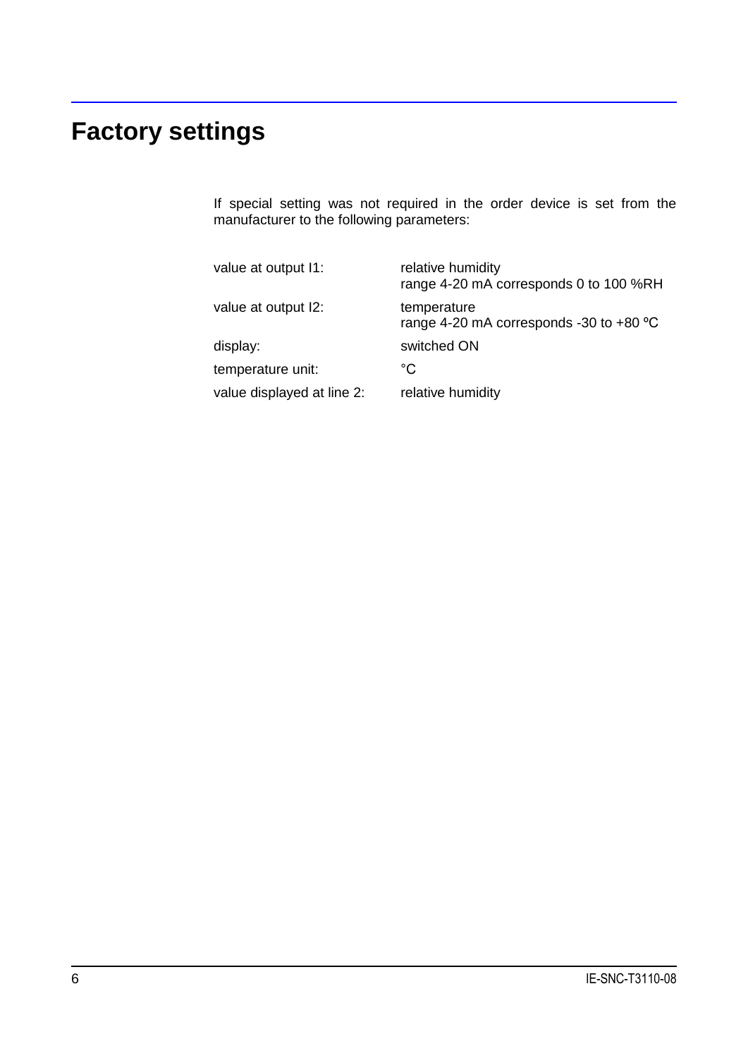# Factory settings

If special setting was not required in the order device is set from the manufacturer to the following parameters:

| | |
|---|---|
| value at output I1: | relative humidity<br>range 4-20 mA corresponds 0 to 100 %RH |
| value at output I2: | temperature<br>range 4-20 mA corresponds -30 to +80 ºC |
| display: | switched ON |
| temperature unit: | °C |
| value displayed at line 2: | relative humidity |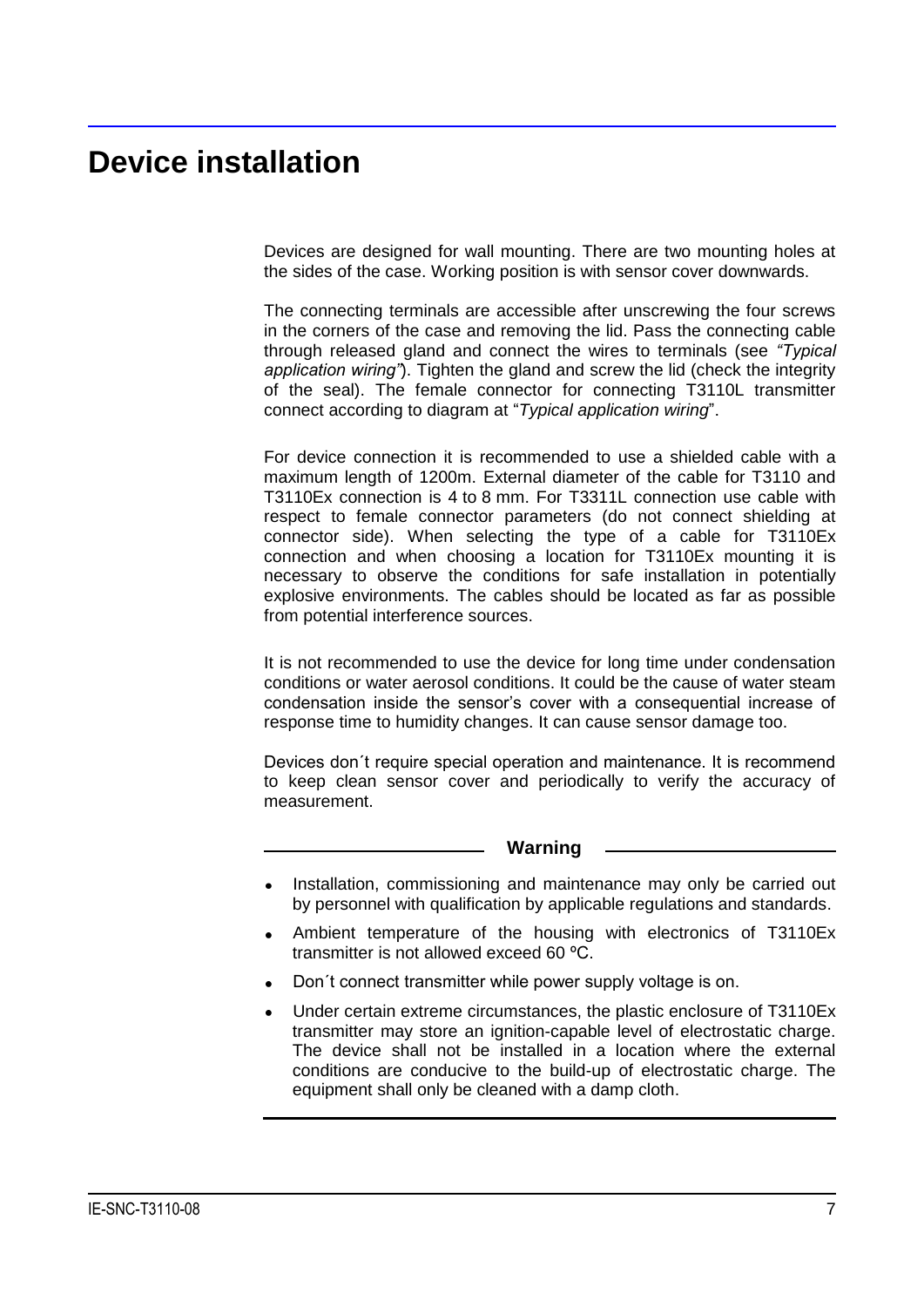# Device installation

Devices are designed for wall mounting. There are two mounting holes at the sides of the case. Working position is with sensor cover downwards.

The connecting terminals are accessible after unscrewing the four screws in the corners of the case and removing the lid. Pass the connecting cable through released gland and connect the wires to terminals (see *"Typical application wiring"*). Tighten the gland and screw the lid (check the integrity of the seal). The female connector for connecting T3110L transmitter connect according to diagram at "*Typical application wiring*".

For device connection it is recommended to use a shielded cable with a maximum length of 1200m. External diameter of the cable for T3110 and T3110Ex connection is 4 to 8 mm. For T3311L connection use cable with respect to female connector parameters (do not connect shielding at connector side). When selecting the type of a cable for T3110Ex connection and when choosing a location for T3110Ex mounting it is necessary to observe the conditions for safe installation in potentially explosive environments. The cables should be located as far as possible from potential interference sources.

It is not recommended to use the device for long time under condensation conditions or water aerosol conditions. It could be the cause of water steam condensation inside the sensor's cover with a consequential increase of response time to humidity changes. It can cause sensor damage too.

Devices don´t require special operation and maintenance. It is recommend to keep clean sensor cover and periodically to verify the accuracy of measurement.

**Warning**

- Installation, commissioning and maintenance may only be carried out by personnel with qualification by applicable regulations and standards.
- Ambient temperature of the housing with electronics of T3110Ex transmitter is not allowed exceed 60 ºC.
- Don´t connect transmitter while power supply voltage is on.
- Under certain extreme circumstances, the plastic enclosure of T3110Ex transmitter may store an ignition-capable level of electrostatic charge. The device shall not be installed in a location where the external conditions are conducive to the build-up of electrostatic charge. The equipment shall only be cleaned with a damp cloth.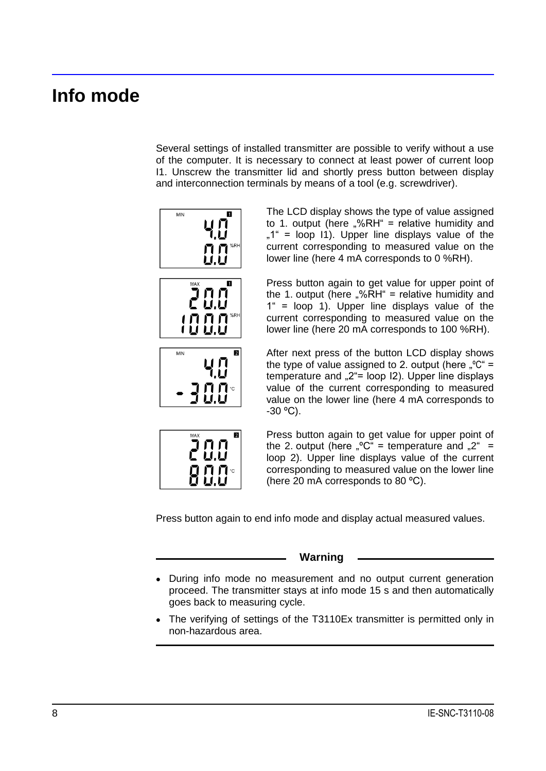# Info mode

Several settings of installed transmitter are possible to verify without a use of the computer. It is necessary to connect at least power of current loop I1. Unscrew the transmitter lid and shortly press button between display and interconnection terminals by means of a tool (e.g. screwdriver).

The LCD display shows the type of value assigned to 1. output (here „%RH“ = relative humidity and „1“ = loop I1). Upper line displays value of the current corresponding to measured value on the lower line (here 4 mA corresponds to 0 %RH).

Press button again to get value for upper point of the 1. output (here „%RH“ = relative humidity and 1“ = loop 1). Upper line displays value of the current corresponding to measured value on the lower line (here 20 mA corresponds to 100 %RH).

After next press of the button LCD display shows the type of value assigned to 2. output (here „ºC“ = temperature and „2“= loop I2). Upper line displays value of the current corresponding to measured value on the lower line (here 4 mA corresponds to -30 ºC).

Press button again to get value for upper point of the 2. output (here „ºC“ = temperature and „2“ = loop 2). Upper line displays value of the current corresponding to measured value on the lower line (here 20 mA corresponds to 80 ºC).

Press button again to end info mode and display actual measured values.

**Warning**

- During info mode no measurement and no output current generation proceed. The transmitter stays at info mode 15 s and then automatically goes back to measuring cycle.
- The verifying of settings of the T3110Ex transmitter is permitted only in non-hazardous area.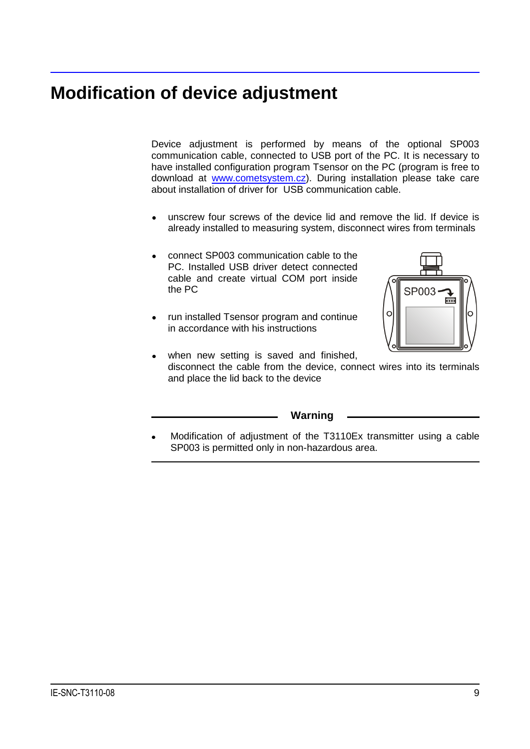# Modification of device adjustment

Device adjustment is performed by means of the optional SP003 communication cable, connected to USB port of the PC. It is necessary to have installed configuration program Tsensor on the PC (program is free to download at [www.cometsystem.cz](www.cometsystem.cz)). During installation please take care about installation of driver for USB communication cable.

- unscrew four screws of the device lid and remove the lid. If device is already installed to measuring system, disconnect wires from terminals
- connect SP003 communication cable to the PC. Installed USB driver detect connected cable and create virtual COM port inside the PC
- run installed Tsensor program and continue in accordance with his instructions
- when new setting is saved and finished, disconnect the cable from the device, connect wires into its terminals and place the lid back to the device

**Warning**

- Modification of adjustment of the T3110Ex transmitter using a cable SP003 is permitted only in non-hazardous area.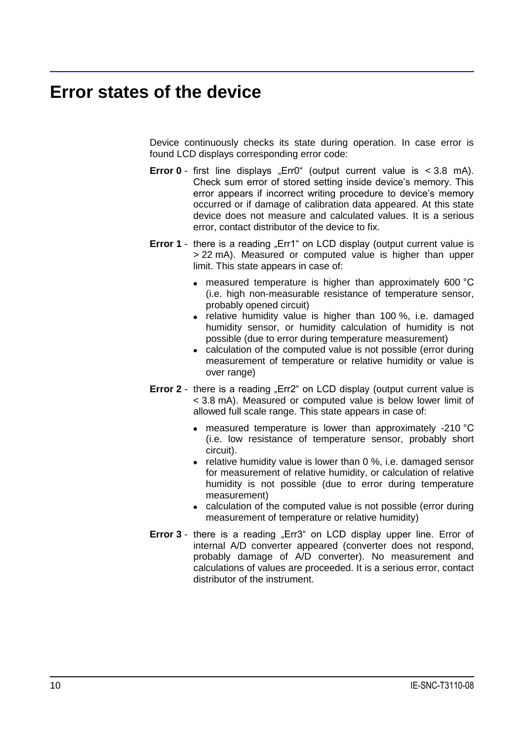# Error states of the device

Device continuously checks its state during operation. In case error is found LCD displays corresponding error code:

**Error 0** - first line displays „Err0" (output current value is < 3.8 mA). Check sum error of stored setting inside device's memory. This error appears if incorrect writing procedure to device's memory occurred or if damage of calibration data appeared. At this state device does not measure and calculated values. It is a serious error, contact distributor of the device to fix.

**Error 1** - there is a reading „Err1" on LCD display (output current value is > 22 mA). Measured or computed value is higher than upper limit. This state appears in case of:

- measured temperature is higher than approximately 600 °C (i.e. high non-measurable resistance of temperature sensor, probably opened circuit)
- relative humidity value is higher than 100 %, i.e. damaged humidity sensor, or humidity calculation of humidity is not possible (due to error during temperature measurement)
- calculation of the computed value is not possible (error during measurement of temperature or relative humidity or value is over range)

**Error 2** - there is a reading „Err2" on LCD display (output current value is < 3.8 mA). Measured or computed value is below lower limit of allowed full scale range. This state appears in case of:

- measured temperature is lower than approximately -210 °C (i.e. low resistance of temperature sensor, probably short circuit).
- relative humidity value is lower than 0 %, i.e. damaged sensor for measurement of relative humidity, or calculation of relative humidity is not possible (due to error during temperature measurement)
- calculation of the computed value is not possible (error during measurement of temperature or relative humidity)

**Error 3** - there is a reading „Err3" on LCD display upper line. Error of internal A/D converter appeared (converter does not respond, probably damage of A/D converter). No measurement and calculations of values are proceeded. It is a serious error, contact distributor of the instrument.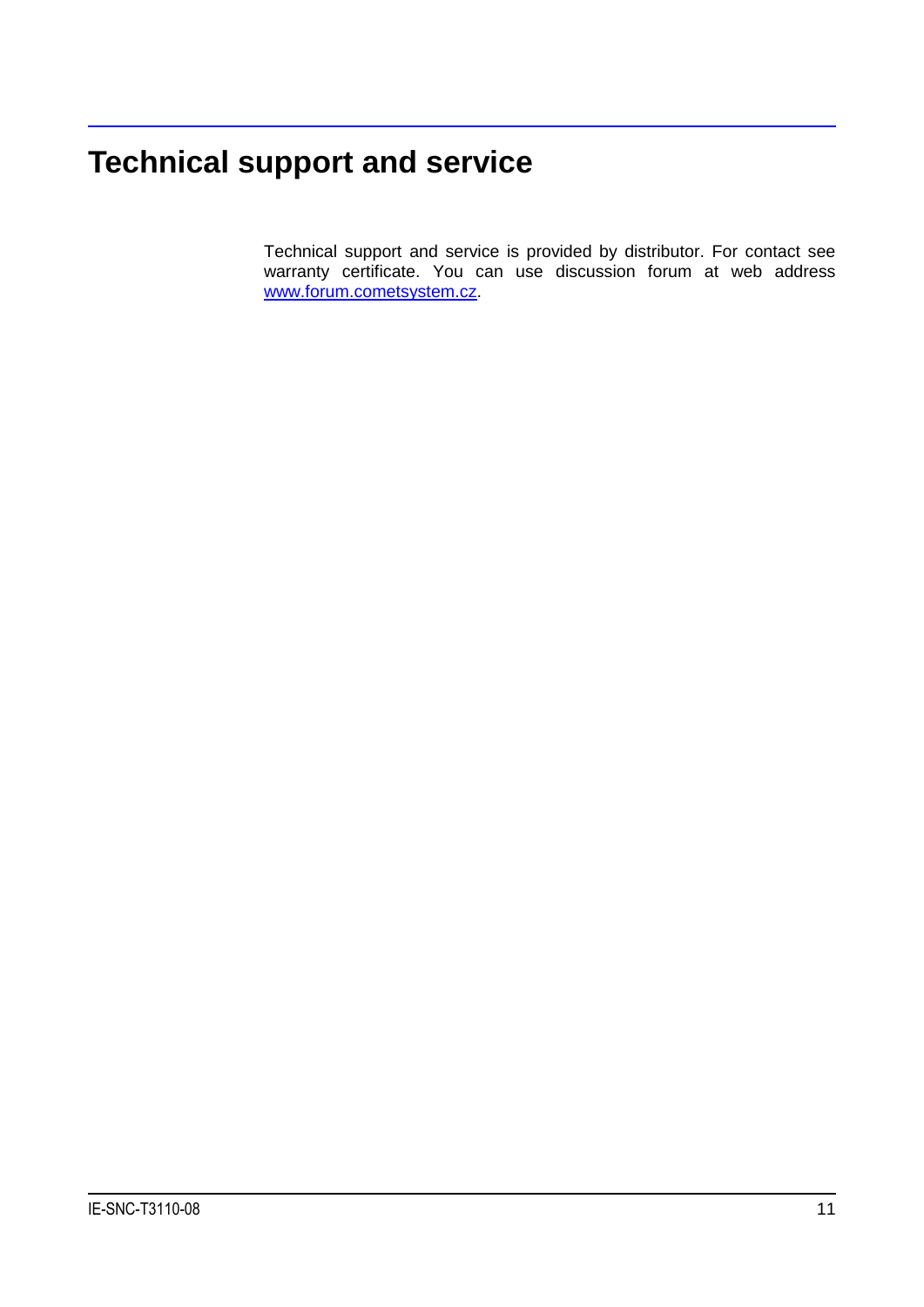# Technical support and service

Technical support and service is provided by distributor. For contact see warranty certificate. You can use discussion forum at web address [www.forum.cometsystem.cz](http://www.forum.cometsystem.cz).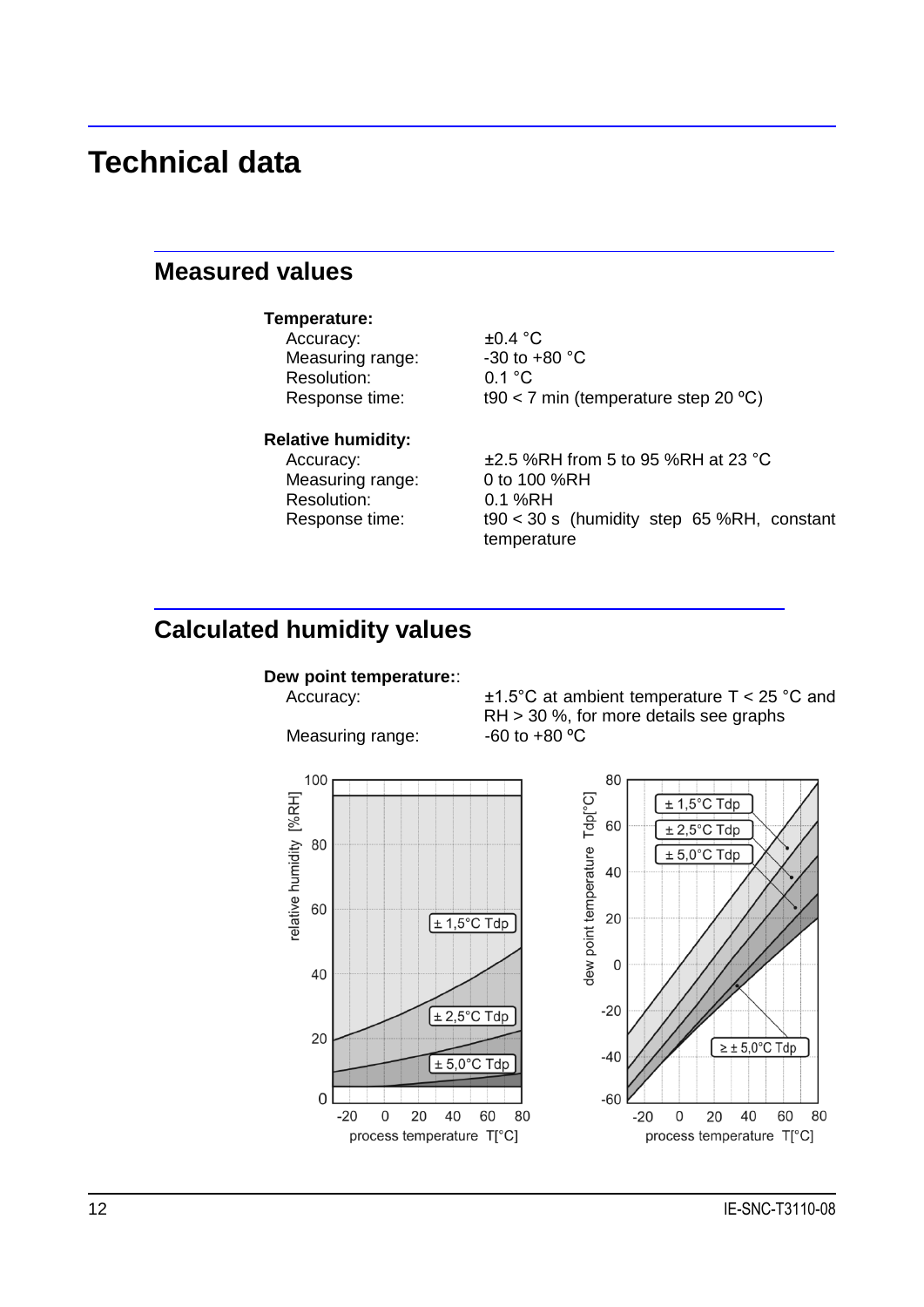# Technical data

## Measured values

**Temperature:**

| | |
|---|---|
| Accuracy: | ±0.4 °C |
| Measuring range: | -30 to +80 °C |
| Resolution: | 0.1 °C |
| Response time: | t90 < 7 min (temperature step 20 ºC) |

**Relative humidity:**

| | |
|---|---|
| Accuracy: | ±2.5 %RH from 5 to 95 %RH at 23 °C |
| Measuring range: | 0 to 100 %RH |
| Resolution: | 0.1 %RH |
| Response time: | t90 < 30 s (humidity step 65 %RH, constant temperature |

## Calculated humidity values

**Dew point temperature:**:

| | |
|---|---|
| Accuracy: | ±1.5°C at ambient temperature T < 25 °C and RH > 30 %, for more details see graphs |
| Measuring range: | -60 to +80 ºC |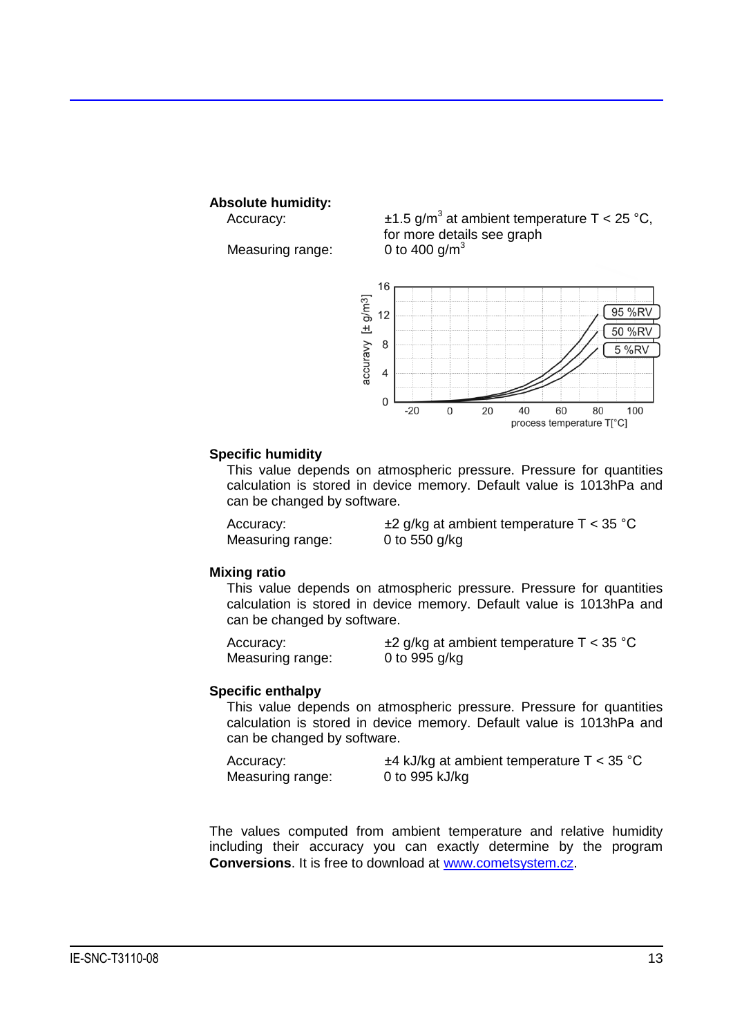**Absolute humidity:**

| | |
|---|---|
| Accuracy: | ±1.5 g/m$^3$ at ambient temperature T < 25 °C, for more details see graph |
| Measuring range: | 0 to 400 g/m$^3$ |

**Specific humidity**

This value depends on atmospheric pressure. Pressure for quantities calculation is stored in device memory. Default value is 1013hPa and can be changed by software.

| | |
|---|---|
| Accuracy: | ±2 g/kg at ambient temperature T < 35 °C |
| Measuring range: | 0 to 550 g/kg |

**Mixing ratio**

This value depends on atmospheric pressure. Pressure for quantities calculation is stored in device memory. Default value is 1013hPa and can be changed by software.

| | |
|---|---|
| Accuracy: | ±2 g/kg at ambient temperature T < 35 °C |
| Measuring range: | 0 to 995 g/kg |

**Specific enthalpy**

This value depends on atmospheric pressure. Pressure for quantities calculation is stored in device memory. Default value is 1013hPa and can be changed by software.

| | |
|---|---|
| Accuracy: | ±4 kJ/kg at ambient temperature T < 35 °C |
| Measuring range: | 0 to 995 kJ/kg |

The values computed from ambient temperature and relative humidity including their accuracy you can exactly determine by the program **Conversions**. It is free to download at www.cometsystem.cz.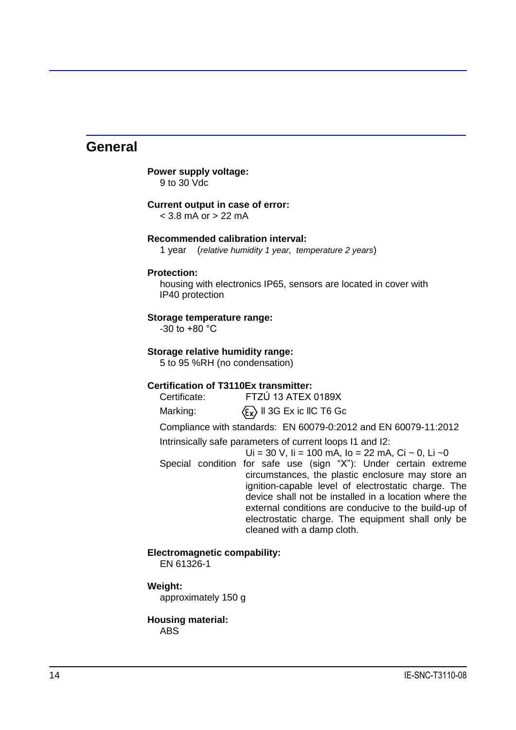## General

**Power supply voltage:**
9 to 30 Vdc

**Current output in case of error:**
< 3.8 mA or > 22 mA

**Recommended calibration interval:**
1 year (*relative humidity 1 year, temperature 2 years*)

**Protection:**
housing with electronics IP65, sensors are located in cover with IP40 protection

**Storage temperature range:**
-30 to +80 °C

**Storage relative humidity range:**
5 to 95 %RH (no condensation)

**Certification of T3110Ex transmitter:**

Certificate: FTZÚ 13 ATEX 0189X

Marking: ⟨Ex⟩ II 3G Ex ic IIC T6 Gc

Compliance with standards: EN 60079-0:2012 and EN 60079-11:2012

Intrinsically safe parameters of current loops I1 and I2:
$U_i$ = 30 V, $I_i$ = 100 mA, $I_o$ = 22 mA, $C_i$ ~ 0, $L_i$ ~0

Special condition for safe use (sign “X”): Under certain extreme circumstances, the plastic enclosure may store an ignition-capable level of electrostatic charge. The device shall not be installed in a location where the external conditions are conducive to the build-up of electrostatic charge. The equipment shall only be cleaned with a damp cloth.

**Electromagnetic compability:**
EN 61326-1

**Weight:**
approximately 150 g

**Housing material:**
ABS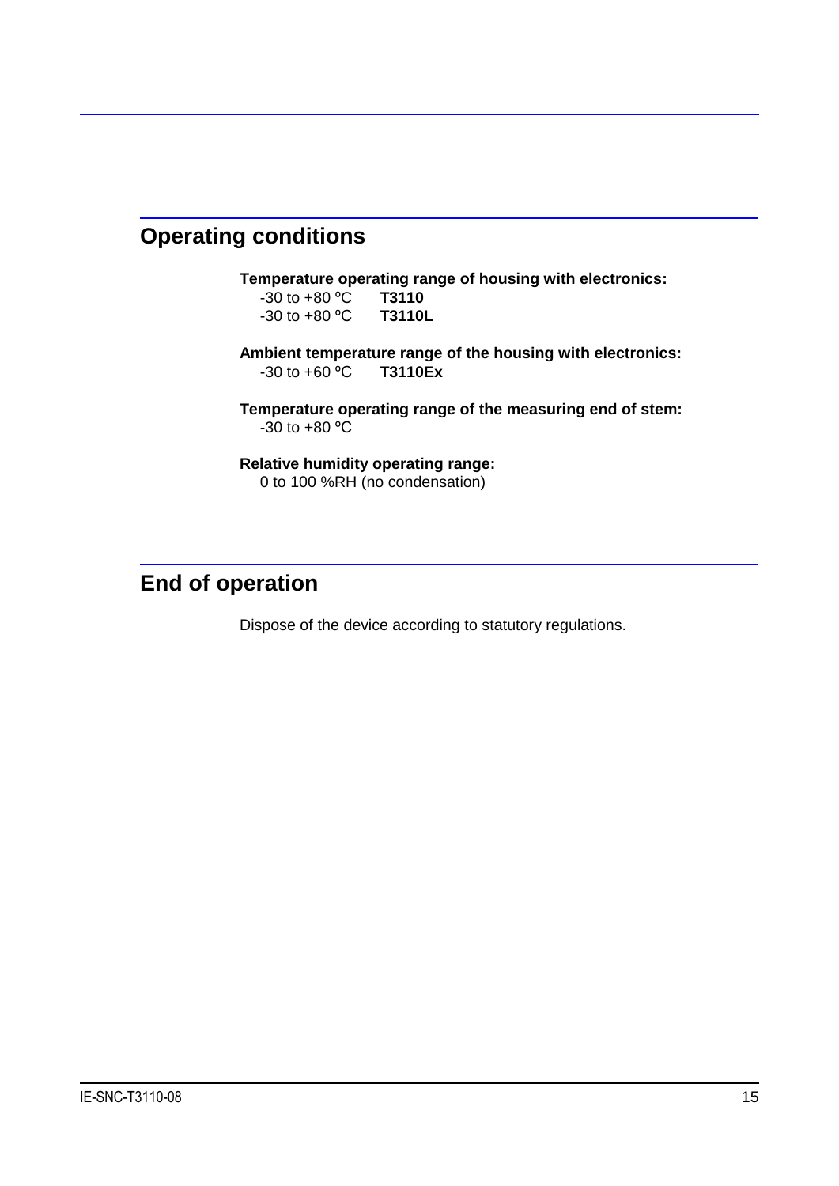## Operating conditions

**Temperature operating range of housing with electronics:**

-30 to +80 ºC **T3110**
-30 to +80 ºC **T3110L**

**Ambient temperature range of the housing with electronics:**

-30 to +60 ºC **T3110Ex**

**Temperature operating range of the measuring end of stem:**

-30 to +80 ºC

**Relative humidity operating range:**

0 to 100 %RH (no condensation)

## End of operation

Dispose of the device according to statutory regulations.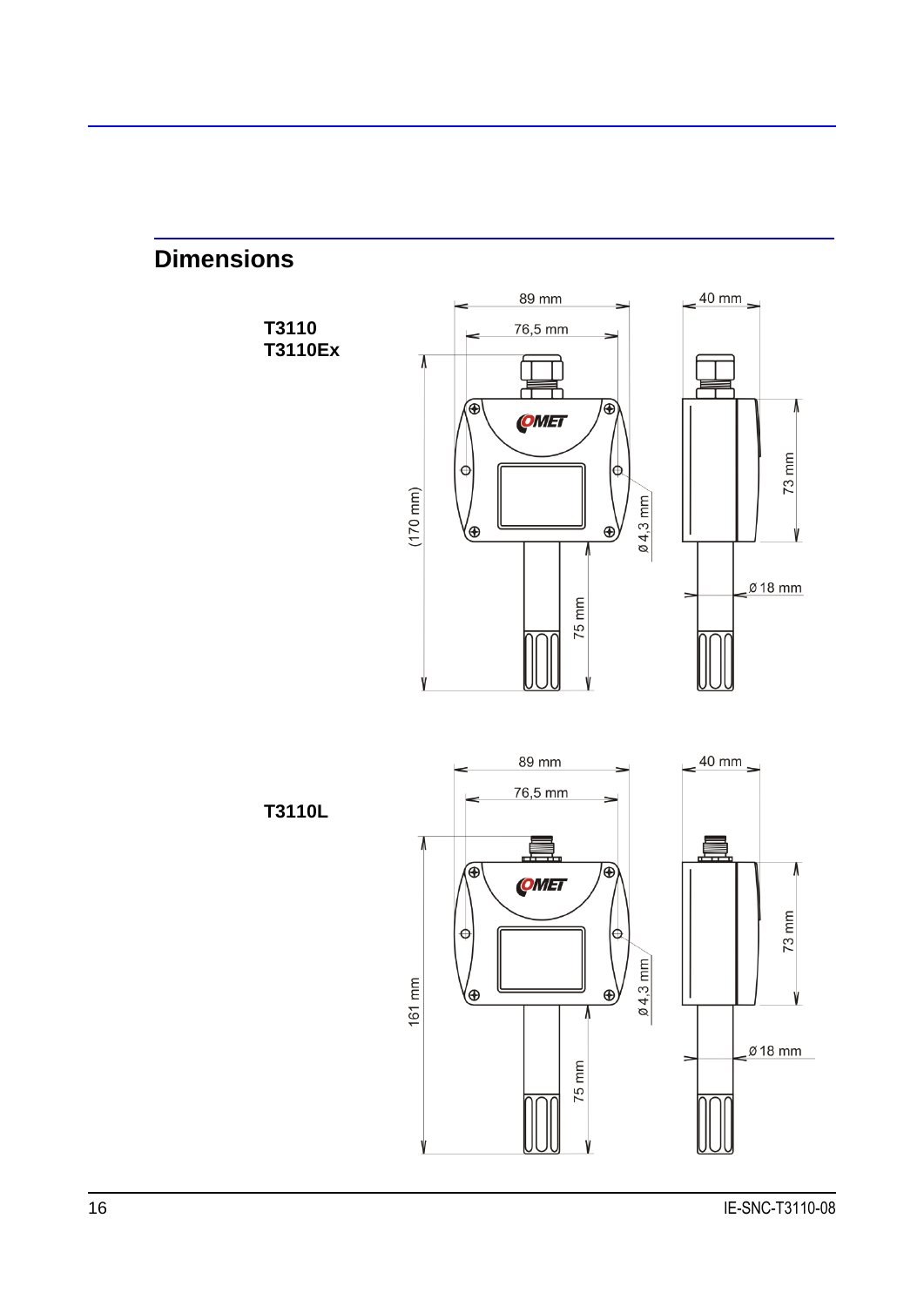## Dimensions

**T3110**
**T3110Ex**

89 mm
76,5 mm
40 mm
(170 mm)
ø 4,3 mm
73 mm
75 mm
ø 18 mm

**T3110L**

89 mm
76,5 mm
40 mm
161 mm
ø 4,3 mm
73 mm
75 mm
ø 18 mm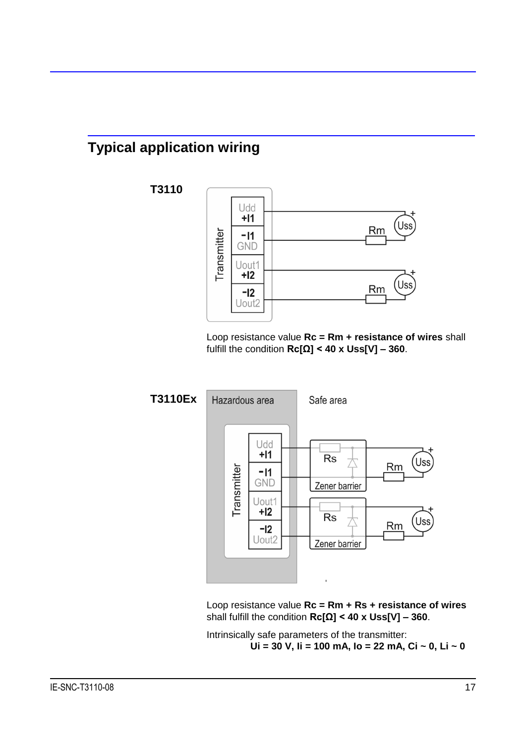## Typical application wiring

**T3110**

Loop resistance value **Rc = Rm + resistance of wires** shall fulfill the condition **Rc[Ω] < 40 x Uss[V] – 360**.

**T3110Ex**

Loop resistance value **Rc = Rm + Rs + resistance of wires** shall fulfill the condition **Rc[Ω] < 40 x Uss[V] – 360**.

Intrinsically safe parameters of the transmitter:
**Ui = 30 V, Ii = 100 mA, Io = 22 mA, Ci ~ 0, Li ~ 0**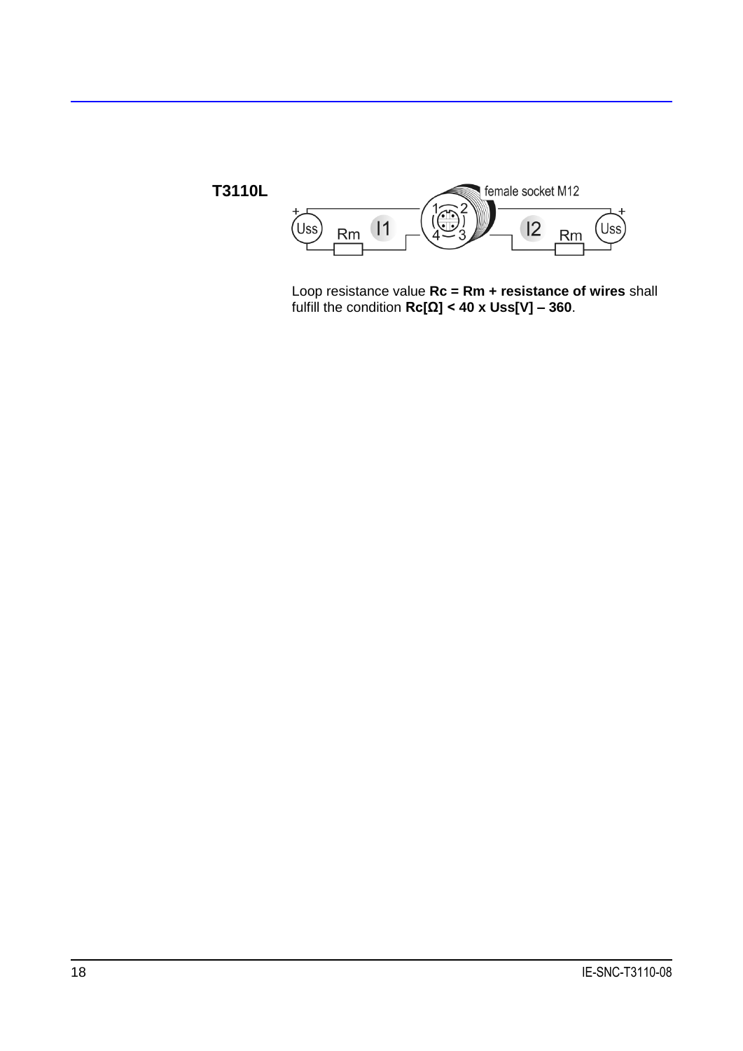**T3110L**

female socket M12

\+ Uss Rm I1 1 2 4 3 I2 Rm Uss +

Loop resistance value **Rc = Rm + resistance of wires** shall fulfill the condition **Rc[Ω] < 40 x Uss[V] – 360**.